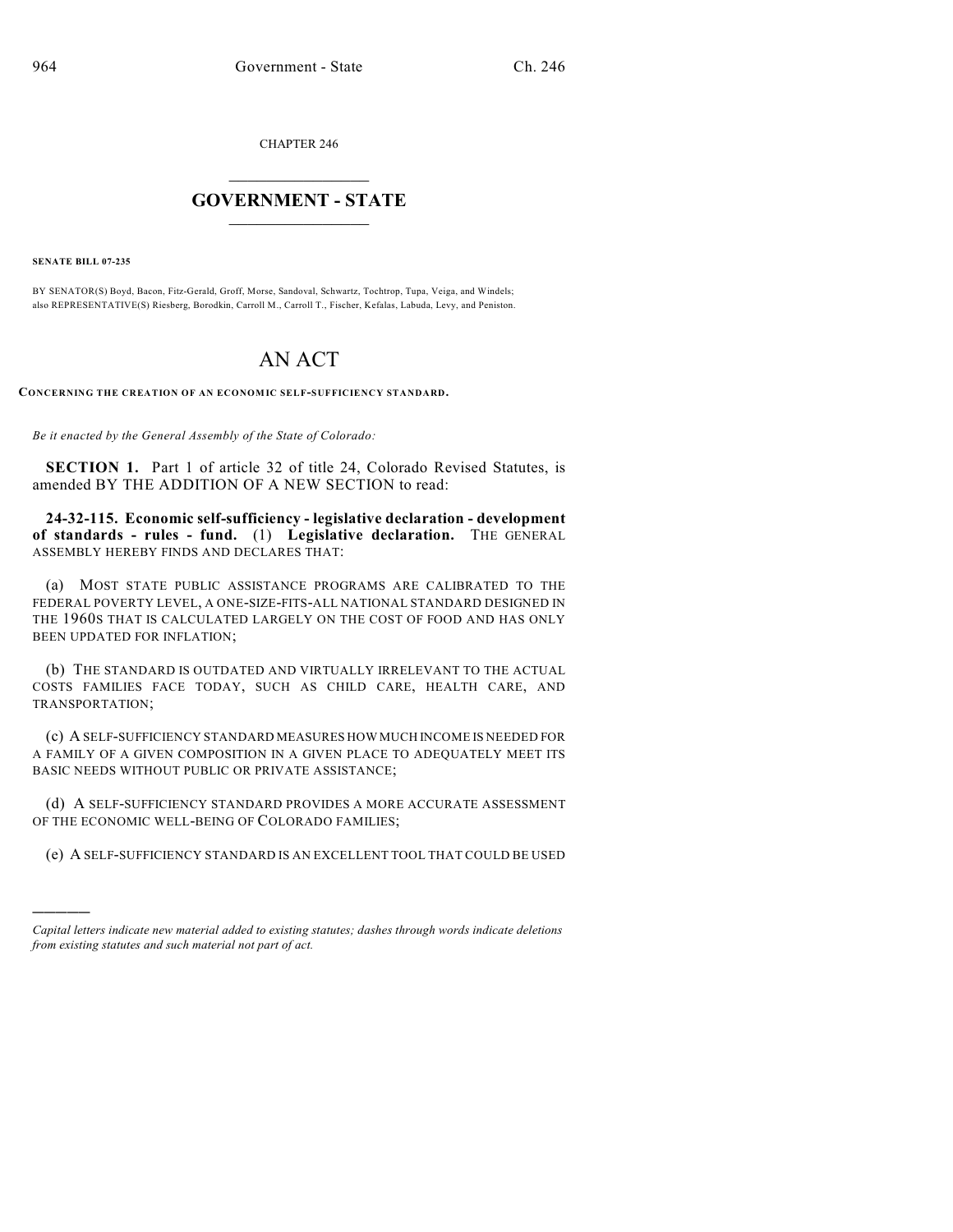CHAPTER 246

# GOVERNMENT - STATE

**SENATE BILL 07-235**

BY SENATOR(S) Boyd, Bacon, Fitz-Gerald, Groff, Morse, Sandoval, Schwartz, Tochtrop, Tupa, Veiga, and Windels; also REPRESENTATIVE(S) Riesberg, Borodkin, Carroll M., Carroll T., Fischer, Kefalas, Labuda, Levy, and Peniston.

# AN ACT

**CONCERNING THE CREATION OF AN ECONOMIC SELF-SUFFICIENCY STANDARD.**

*Be it enacted by the General Assembly of the State of Colorado:*

**SECTION 1.** Part 1 of article 32 of title 24, Colorado Revised Statutes, is amended BY THE ADDITION OF A NEW SECTION to read:

**24-32-115. Economic self-sufficiency - legislative declaration - development of standards - rules - fund.** (1) **Legislative declaration.** THE GENERAL ASSEMBLY HEREBY FINDS AND DECLARES THAT:

(a) MOST STATE PUBLIC ASSISTANCE PROGRAMS ARE CALIBRATED TO THE FEDERAL POVERTY LEVEL, A ONE-SIZE-FITS-ALL NATIONAL STANDARD DESIGNED IN THE 1960S THAT IS CALCULATED LARGELY ON THE COST OF FOOD AND HAS ONLY BEEN UPDATED FOR INFLATION;

(b) THE STANDARD IS OUTDATED AND VIRTUALLY IRRELEVANT TO THE ACTUAL COSTS FAMILIES FACE TODAY, SUCH AS CHILD CARE, HEALTH CARE, AND TRANSPORTATION;

(c) A SELF-SUFFICIENCY STANDARD MEASURES HOW MUCH INCOME IS NEEDED FOR A FAMILY OF A GIVEN COMPOSITION IN A GIVEN PLACE TO ADEQUATELY MEET ITS BASIC NEEDS WITHOUT PUBLIC OR PRIVATE ASSISTANCE;

(d) A SELF-SUFFICIENCY STANDARD PROVIDES A MORE ACCURATE ASSESSMENT OF THE ECONOMIC WELL-BEING OF COLORADO FAMILIES;

(e) A SELF-SUFFICIENCY STANDARD IS AN EXCELLENT TOOL THAT COULD BE USED

---

*Capital letters indicate new material added to existing statutes; dashes through words indicate deletions from existing statutes and such material not part of act.*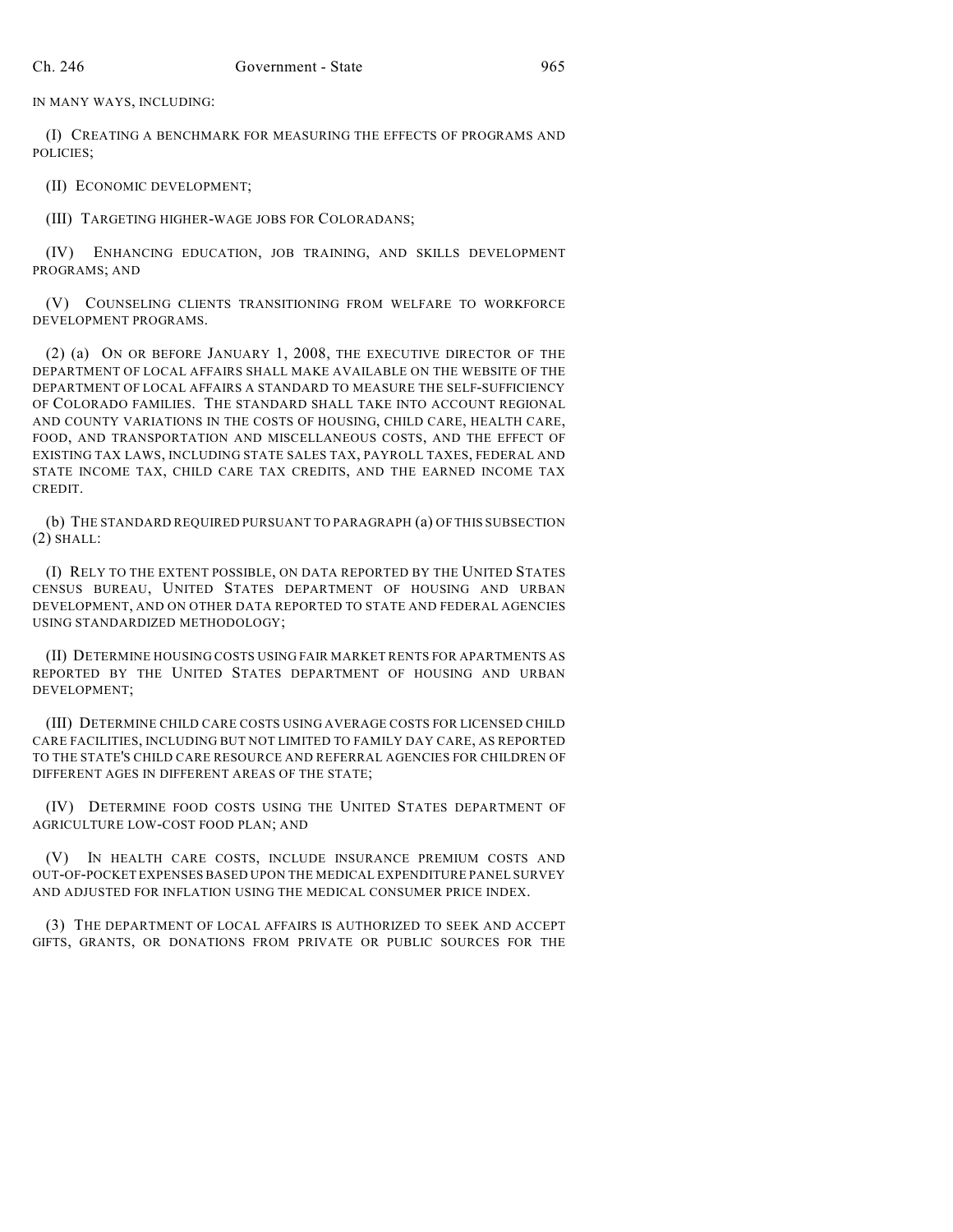IN MANY WAYS, INCLUDING:

(I) CREATING A BENCHMARK FOR MEASURING THE EFFECTS OF PROGRAMS AND POLICIES;

(II) ECONOMIC DEVELOPMENT;

(III) TARGETING HIGHER-WAGE JOBS FOR COLORADANS;

(IV) ENHANCING EDUCATION, JOB TRAINING, AND SKILLS DEVELOPMENT PROGRAMS; AND

(V) COUNSELING CLIENTS TRANSITIONING FROM WELFARE TO WORKFORCE DEVELOPMENT PROGRAMS.

(2) (a) ON OR BEFORE JANUARY 1, 2008, THE EXECUTIVE DIRECTOR OF THE DEPARTMENT OF LOCAL AFFAIRS SHALL MAKE AVAILABLE ON THE WEBSITE OF THE DEPARTMENT OF LOCAL AFFAIRS A STANDARD TO MEASURE THE SELF-SUFFICIENCY OF COLORADO FAMILIES. THE STANDARD SHALL TAKE INTO ACCOUNT REGIONAL AND COUNTY VARIATIONS IN THE COSTS OF HOUSING, CHILD CARE, HEALTH CARE, FOOD, AND TRANSPORTATION AND MISCELLANEOUS COSTS, AND THE EFFECT OF EXISTING TAX LAWS, INCLUDING STATE SALES TAX, PAYROLL TAXES, FEDERAL AND STATE INCOME TAX, CHILD CARE TAX CREDITS, AND THE EARNED INCOME TAX CREDIT.

(b) THE STANDARD REQUIRED PURSUANT TO PARAGRAPH (a) OF THIS SUBSECTION (2) SHALL:

(I) RELY TO THE EXTENT POSSIBLE, ON DATA REPORTED BY THE UNITED STATES CENSUS BUREAU, UNITED STATES DEPARTMENT OF HOUSING AND URBAN DEVELOPMENT, AND ON OTHER DATA REPORTED TO STATE AND FEDERAL AGENCIES USING STANDARDIZED METHODOLOGY;

(II) DETERMINE HOUSING COSTS USING FAIR MARKET RENTS FOR APARTMENTS AS REPORTED BY THE UNITED STATES DEPARTMENT OF HOUSING AND URBAN DEVELOPMENT;

(III) DETERMINE CHILD CARE COSTS USING AVERAGE COSTS FOR LICENSED CHILD CARE FACILITIES, INCLUDING BUT NOT LIMITED TO FAMILY DAY CARE, AS REPORTED TO THE STATE'S CHILD CARE RESOURCE AND REFERRAL AGENCIES FOR CHILDREN OF DIFFERENT AGES IN DIFFERENT AREAS OF THE STATE;

(IV) DETERMINE FOOD COSTS USING THE UNITED STATES DEPARTMENT OF AGRICULTURE LOW-COST FOOD PLAN; AND

(V) IN HEALTH CARE COSTS, INCLUDE INSURANCE PREMIUM COSTS AND OUT-OF-POCKET EXPENSES BASED UPON THE MEDICAL EXPENDITURE PANEL SURVEY AND ADJUSTED FOR INFLATION USING THE MEDICAL CONSUMER PRICE INDEX.

(3) THE DEPARTMENT OF LOCAL AFFAIRS IS AUTHORIZED TO SEEK AND ACCEPT GIFTS, GRANTS, OR DONATIONS FROM PRIVATE OR PUBLIC SOURCES FOR THE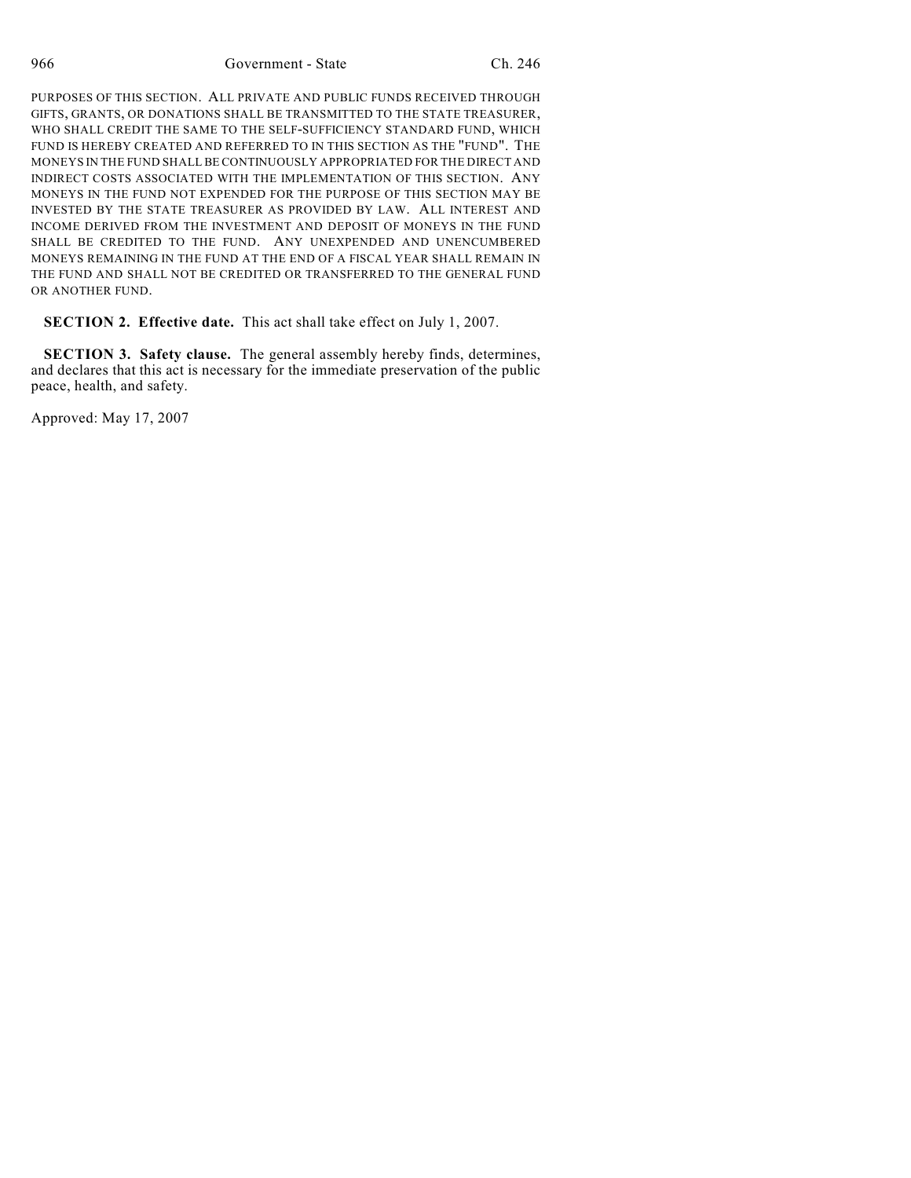PURPOSES OF THIS SECTION. ALL PRIVATE AND PUBLIC FUNDS RECEIVED THROUGH GIFTS, GRANTS, OR DONATIONS SHALL BE TRANSMITTED TO THE STATE TREASURER, WHO SHALL CREDIT THE SAME TO THE SELF-SUFFICIENCY STANDARD FUND, WHICH FUND IS HEREBY CREATED AND REFERRED TO IN THIS SECTION AS THE "FUND". THE MONEYS IN THE FUND SHALL BE CONTINUOUSLY APPROPRIATED FOR THE DIRECT AND INDIRECT COSTS ASSOCIATED WITH THE IMPLEMENTATION OF THIS SECTION. ANY MONEYS IN THE FUND NOT EXPENDED FOR THE PURPOSE OF THIS SECTION MAY BE INVESTED BY THE STATE TREASURER AS PROVIDED BY LAW. ALL INTEREST AND INCOME DERIVED FROM THE INVESTMENT AND DEPOSIT OF MONEYS IN THE FUND SHALL BE CREDITED TO THE FUND. ANY UNEXPENDED AND UNENCUMBERED MONEYS REMAINING IN THE FUND AT THE END OF A FISCAL YEAR SHALL REMAIN IN THE FUND AND SHALL NOT BE CREDITED OR TRANSFERRED TO THE GENERAL FUND OR ANOTHER FUND.

**SECTION 2. Effective date.** This act shall take effect on July 1, 2007.

**SECTION 3. Safety clause.** The general assembly hereby finds, determines, and declares that this act is necessary for the immediate preservation of the public peace, health, and safety.

Approved: May 17, 2007